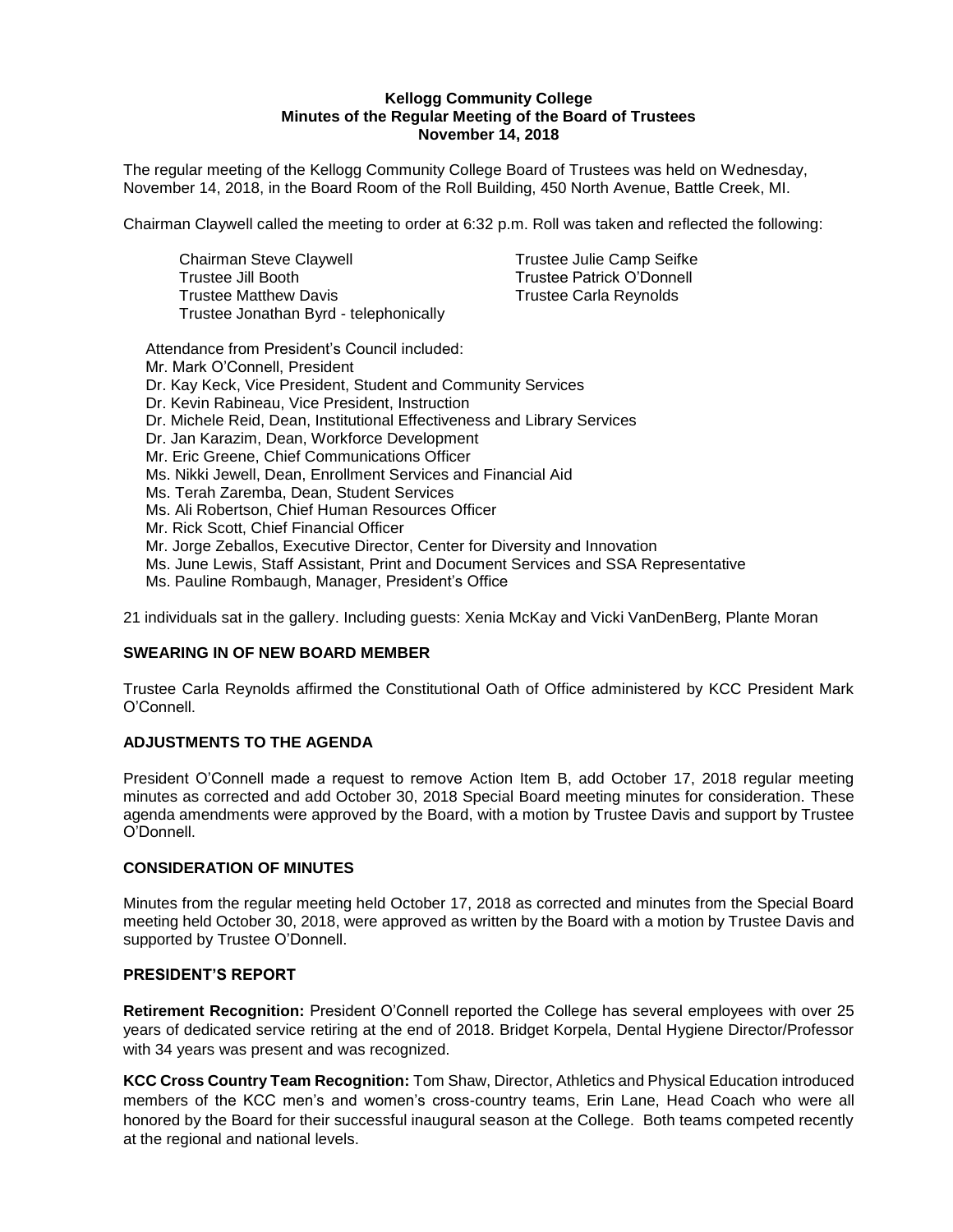**Kellogg Community College**
**Minutes of the Regular Meeting of the Board of Trustees**
**November 14, 2018**

The regular meeting of the Kellogg Community College Board of Trustees was held on Wednesday, November 14, 2018, in the Board Room of the Roll Building, 450 North Avenue, Battle Creek, MI.

Chairman Claywell called the meeting to order at 6:32 p.m. Roll was taken and reflected the following:

Chairman Steve Claywell
Trustee Jill Booth
Trustee Matthew Davis
Trustee Jonathan Byrd - telephonically
Trustee Julie Camp Seifke
Trustee Patrick O'Donnell
Trustee Carla Reynolds

Attendance from President's Council included:
Mr. Mark O'Connell, President
Dr. Kay Keck, Vice President, Student and Community Services
Dr. Kevin Rabineau, Vice President, Instruction
Dr. Michele Reid, Dean, Institutional Effectiveness and Library Services
Dr. Jan Karazim, Dean, Workforce Development
Mr. Eric Greene, Chief Communications Officer
Ms. Nikki Jewell, Dean, Enrollment Services and Financial Aid
Ms. Terah Zaremba, Dean, Student Services
Ms. Ali Robertson, Chief Human Resources Officer
Mr. Rick Scott, Chief Financial Officer
Mr. Jorge Zeballos, Executive Director, Center for Diversity and Innovation
Ms. June Lewis, Staff Assistant, Print and Document Services and SSA Representative
Ms. Pauline Rombaugh, Manager, President's Office

21 individuals sat in the gallery. Including guests: Xenia McKay and Vicki VanDenBerg, Plante Moran

**SWEARING IN OF NEW BOARD MEMBER**

Trustee Carla Reynolds affirmed the Constitutional Oath of Office administered by KCC President Mark O'Connell.

**ADJUSTMENTS TO THE AGENDA**

President O'Connell made a request to remove Action Item B, add October 17, 2018 regular meeting minutes as corrected and add October 30, 2018 Special Board meeting minutes for consideration. These agenda amendments were approved by the Board, with a motion by Trustee Davis and support by Trustee O'Donnell.

**CONSIDERATION OF MINUTES**

Minutes from the regular meeting held October 17, 2018 as corrected and minutes from the Special Board meeting held October 30, 2018, were approved as written by the Board with a motion by Trustee Davis and supported by Trustee O'Donnell.

**PRESIDENT'S REPORT**

**Retirement Recognition:** President O'Connell reported the College has several employees with over 25 years of dedicated service retiring at the end of 2018. Bridget Korpela, Dental Hygiene Director/Professor with 34 years was present and was recognized.

**KCC Cross Country Team Recognition:** Tom Shaw, Director, Athletics and Physical Education introduced members of the KCC men's and women's cross-country teams, Erin Lane, Head Coach who were all honored by the Board for their successful inaugural season at the College. Both teams competed recently at the regional and national levels.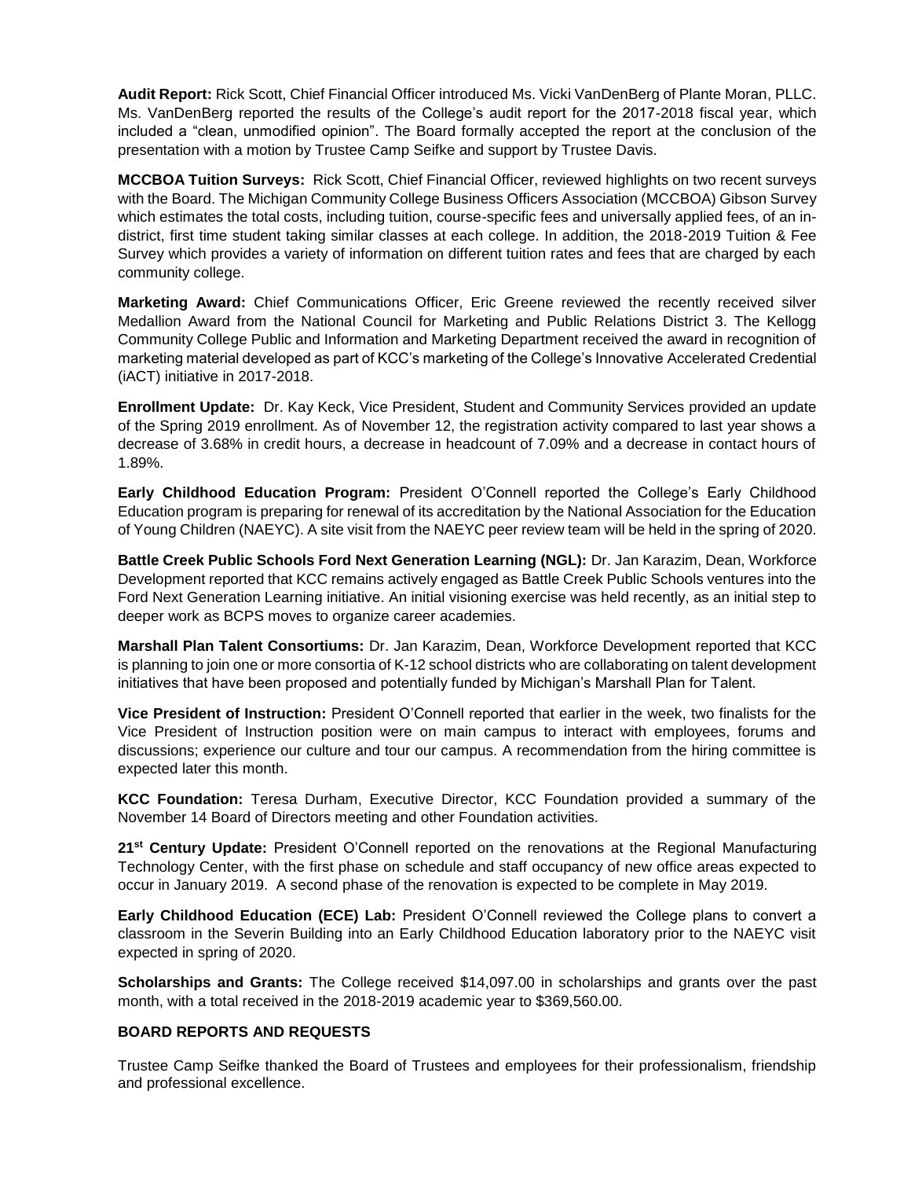**Audit Report:** Rick Scott, Chief Financial Officer introduced Ms. Vicki VanDenBerg of Plante Moran, PLLC. Ms. VanDenBerg reported the results of the College's audit report for the 2017-2018 fiscal year, which included a "clean, unmodified opinion". The Board formally accepted the report at the conclusion of the presentation with a motion by Trustee Camp Seifke and support by Trustee Davis.

**MCCBOA Tuition Surveys:** Rick Scott, Chief Financial Officer, reviewed highlights on two recent surveys with the Board. The Michigan Community College Business Officers Association (MCCBOA) Gibson Survey which estimates the total costs, including tuition, course-specific fees and universally applied fees, of an in-district, first time student taking similar classes at each college. In addition, the 2018-2019 Tuition & Fee Survey which provides a variety of information on different tuition rates and fees that are charged by each community college.

**Marketing Award:** Chief Communications Officer, Eric Greene reviewed the recently received silver Medallion Award from the National Council for Marketing and Public Relations District 3. The Kellogg Community College Public and Information and Marketing Department received the award in recognition of marketing material developed as part of KCC's marketing of the College's Innovative Accelerated Credential (iACT) initiative in 2017-2018.

**Enrollment Update:** Dr. Kay Keck, Vice President, Student and Community Services provided an update of the Spring 2019 enrollment. As of November 12, the registration activity compared to last year shows a decrease of 3.68% in credit hours, a decrease in headcount of 7.09% and a decrease in contact hours of 1.89%.

**Early Childhood Education Program:** President O'Connell reported the College's Early Childhood Education program is preparing for renewal of its accreditation by the National Association for the Education of Young Children (NAEYC). A site visit from the NAEYC peer review team will be held in the spring of 2020.

**Battle Creek Public Schools Ford Next Generation Learning (NGL):** Dr. Jan Karazim, Dean, Workforce Development reported that KCC remains actively engaged as Battle Creek Public Schools ventures into the Ford Next Generation Learning initiative. An initial visioning exercise was held recently, as an initial step to deeper work as BCPS moves to organize career academies.

**Marshall Plan Talent Consortiums:** Dr. Jan Karazim, Dean, Workforce Development reported that KCC is planning to join one or more consortia of K-12 school districts who are collaborating on talent development initiatives that have been proposed and potentially funded by Michigan's Marshall Plan for Talent.

**Vice President of Instruction:** President O'Connell reported that earlier in the week, two finalists for the Vice President of Instruction position were on main campus to interact with employees, forums and discussions; experience our culture and tour our campus. A recommendation from the hiring committee is expected later this month.

**KCC Foundation:** Teresa Durham, Executive Director, KCC Foundation provided a summary of the November 14 Board of Directors meeting and other Foundation activities.

**21st Century Update:** President O'Connell reported on the renovations at the Regional Manufacturing Technology Center, with the first phase on schedule and staff occupancy of new office areas expected to occur in January 2019. A second phase of the renovation is expected to be complete in May 2019.

**Early Childhood Education (ECE) Lab:** President O'Connell reviewed the College plans to convert a classroom in the Severin Building into an Early Childhood Education laboratory prior to the NAEYC visit expected in spring of 2020.

**Scholarships and Grants:** The College received $14,097.00 in scholarships and grants over the past month, with a total received in the 2018-2019 academic year to $369,560.00.

**BOARD REPORTS AND REQUESTS**

Trustee Camp Seifke thanked the Board of Trustees and employees for their professionalism, friendship and professional excellence.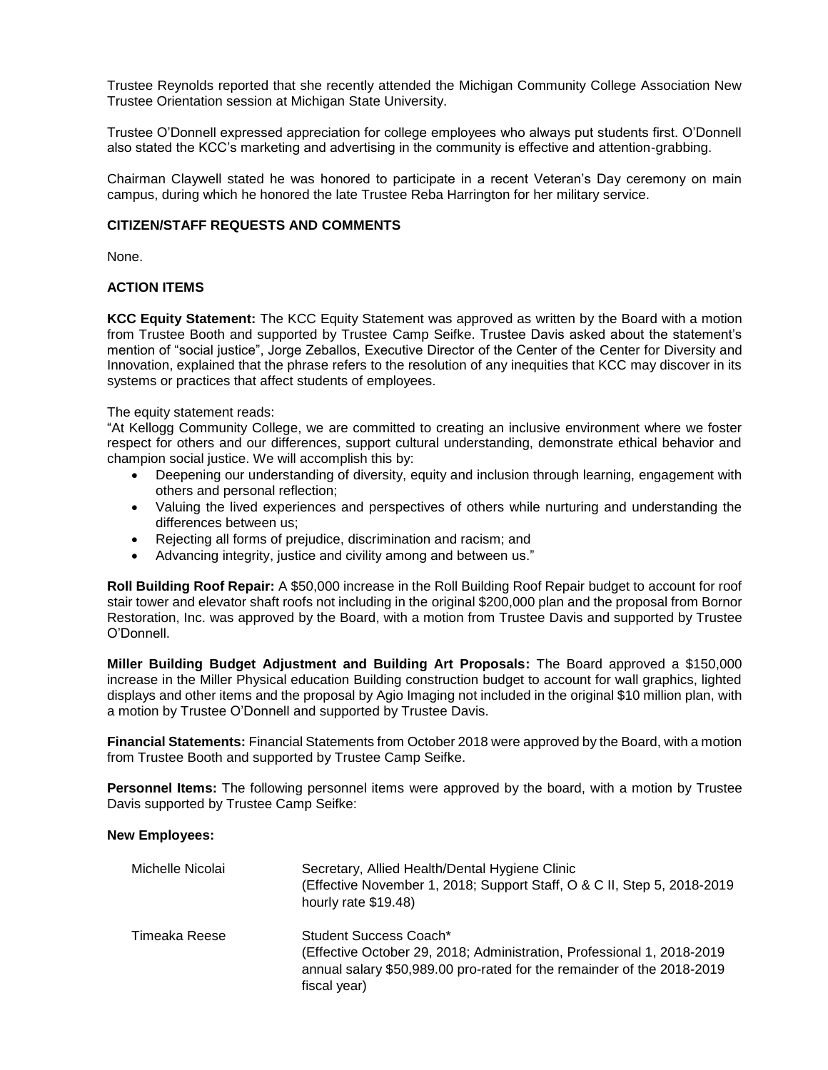Trustee Reynolds reported that she recently attended the Michigan Community College Association New Trustee Orientation session at Michigan State University.

Trustee O'Donnell expressed appreciation for college employees who always put students first. O'Donnell also stated the KCC's marketing and advertising in the community is effective and attention-grabbing.

Chairman Claywell stated he was honored to participate in a recent Veteran's Day ceremony on main campus, during which he honored the late Trustee Reba Harrington for her military service.

**CITIZEN/STAFF REQUESTS AND COMMENTS**

None.

**ACTION ITEMS**

**KCC Equity Statement:** The KCC Equity Statement was approved as written by the Board with a motion from Trustee Booth and supported by Trustee Camp Seifke. Trustee Davis asked about the statement's mention of "social justice", Jorge Zeballos, Executive Director of the Center of the Center for Diversity and Innovation, explained that the phrase refers to the resolution of any inequities that KCC may discover in its systems or practices that affect students of employees.

The equity statement reads:
"At Kellogg Community College, we are committed to creating an inclusive environment where we foster respect for others and our differences, support cultural understanding, demonstrate ethical behavior and champion social justice. We will accomplish this by:

- Deepening our understanding of diversity, equity and inclusion through learning, engagement with others and personal reflection;
- Valuing the lived experiences and perspectives of others while nurturing and understanding the differences between us;
- Rejecting all forms of prejudice, discrimination and racism; and
- Advancing integrity, justice and civility among and between us."

**Roll Building Roof Repair:** A $50,000 increase in the Roll Building Roof Repair budget to account for roof stair tower and elevator shaft roofs not including in the original $200,000 plan and the proposal from Bornor Restoration, Inc. was approved by the Board, with a motion from Trustee Davis and supported by Trustee O'Donnell.

**Miller Building Budget Adjustment and Building Art Proposals:** The Board approved a $150,000 increase in the Miller Physical education Building construction budget to account for wall graphics, lighted displays and other items and the proposal by Agio Imaging not included in the original $10 million plan, with a motion by Trustee O'Donnell and supported by Trustee Davis.

**Financial Statements:** Financial Statements from October 2018 were approved by the Board, with a motion from Trustee Booth and supported by Trustee Camp Seifke.

**Personnel Items:** The following personnel items were approved by the board, with a motion by Trustee Davis supported by Trustee Camp Seifke:

**New Employees:**

| | |
|---|---|
| Michelle Nicolai | Secretary, Allied Health/Dental Hygiene Clinic (Effective November 1, 2018; Support Staff, O & C II, Step 5, 2018-2019 hourly rate $19.48) |
| Timeaka Reese | Student Success Coach* (Effective October 29, 2018; Administration, Professional 1, 2018-2019 annual salary $50,989.00 pro-rated for the remainder of the 2018-2019 fiscal year) |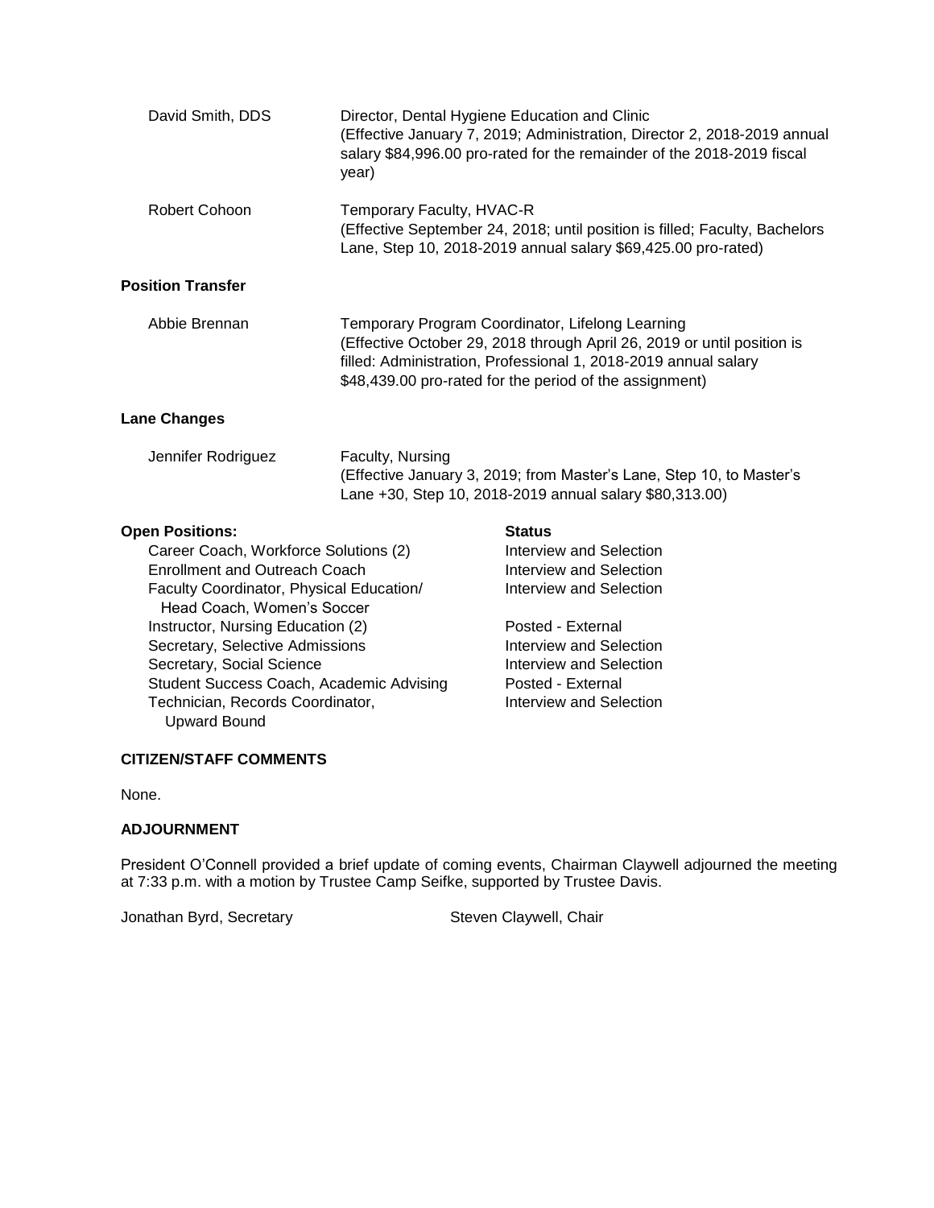| | |
|---|---|
| David Smith, DDS | Director, Dental Hygiene Education and Clinic (Effective January 7, 2019; Administration, Director 2, 2018-2019 annual salary $84,996.00 pro-rated for the remainder of the 2018-2019 fiscal year) |
| Robert Cohoon | Temporary Faculty, HVAC-R (Effective September 24, 2018; until position is filled; Faculty, Bachelors Lane, Step 10, 2018-2019 annual salary $69,425.00 pro-rated) |

**Position Transfer**

| | |
|---|---|
| Abbie Brennan | Temporary Program Coordinator, Lifelong Learning (Effective October 29, 2018 through April 26, 2019 or until position is filled: Administration, Professional 1, 2018-2019 annual salary $48,439.00 pro-rated for the period of the assignment) |

**Lane Changes**

| | |
|---|---|
| Jennifer Rodriguez | Faculty, Nursing (Effective January 3, 2019; from Master's Lane, Step 10, to Master's Lane +30, Step 10, 2018-2019 annual salary $80,313.00) |

| **Open Positions:** | **Status** |
|---|---|
| Career Coach, Workforce Solutions (2) | Interview and Selection |
| Enrollment and Outreach Coach | Interview and Selection |
| Faculty Coordinator, Physical Education/ Head Coach, Women's Soccer | Interview and Selection |
| Instructor, Nursing Education (2) | Posted - External |
| Secretary, Selective Admissions | Interview and Selection |
| Secretary, Social Science | Interview and Selection |
| Student Success Coach, Academic Advising | Posted - External |
| Technician, Records Coordinator, Upward Bound | Interview and Selection |

**CITIZEN/STAFF COMMENTS**

None.

**ADJOURNMENT**

President O'Connell provided a brief update of coming events, Chairman Claywell adjourned the meeting at 7:33 p.m. with a motion by Trustee Camp Seifke, supported by Trustee Davis.

Jonathan Byrd, Secretary        Steven Claywell, Chair